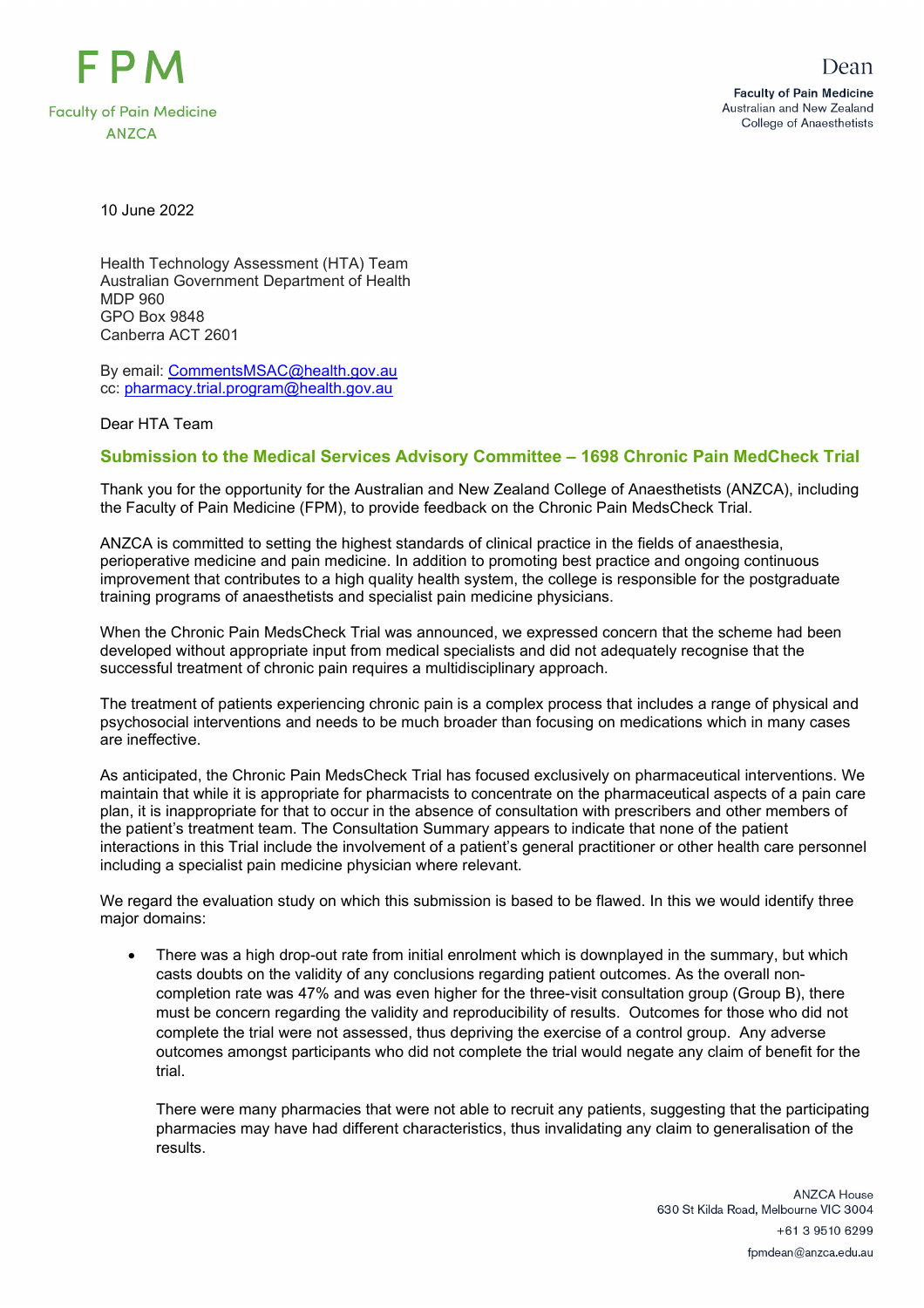FPM

Faculty of Pain Medicine

ANZCA

Dean

**Faculty of Pain Medicine**
Australian and New Zealand
College of Anaesthetists

10 June 2022

Health Technology Assessment (HTA) Team
Australian Government Department of Health
MDP 960
GPO Box 9848
Canberra ACT 2601

By email: CommentsMSAC@health.gov.au
cc: pharmacy.trial.program@health.gov.au

Dear HTA Team

## Submission to the Medical Services Advisory Committee – 1698 Chronic Pain MedCheck Trial

Thank you for the opportunity for the Australian and New Zealand College of Anaesthetists (ANZCA), including the Faculty of Pain Medicine (FPM), to provide feedback on the Chronic Pain MedsCheck Trial.

ANZCA is committed to setting the highest standards of clinical practice in the fields of anaesthesia, perioperative medicine and pain medicine. In addition to promoting best practice and ongoing continuous improvement that contributes to a high quality health system, the college is responsible for the postgraduate training programs of anaesthetists and specialist pain medicine physicians.

When the Chronic Pain MedsCheck Trial was announced, we expressed concern that the scheme had been developed without appropriate input from medical specialists and did not adequately recognise that the successful treatment of chronic pain requires a multidisciplinary approach.

The treatment of patients experiencing chronic pain is a complex process that includes a range of physical and psychosocial interventions and needs to be much broader than focusing on medications which in many cases are ineffective.

As anticipated, the Chronic Pain MedsCheck Trial has focused exclusively on pharmaceutical interventions. We maintain that while it is appropriate for pharmacists to concentrate on the pharmaceutical aspects of a pain care plan, it is inappropriate for that to occur in the absence of consultation with prescribers and other members of the patient's treatment team. The Consultation Summary appears to indicate that none of the patient interactions in this Trial include the involvement of a patient's general practitioner or other health care personnel including a specialist pain medicine physician where relevant.

We regard the evaluation study on which this submission is based to be flawed. In this we would identify three major domains:

- There was a high drop-out rate from initial enrolment which is downplayed in the summary, but which casts doubts on the validity of any conclusions regarding patient outcomes. As the overall non-completion rate was 47% and was even higher for the three-visit consultation group (Group B), there must be concern regarding the validity and reproducibility of results. Outcomes for those who did not complete the trial were not assessed, thus depriving the exercise of a control group. Any adverse outcomes amongst participants who did not complete the trial would negate any claim of benefit for the trial.

  There were many pharmacies that were not able to recruit any patients, suggesting that the participating pharmacies may have had different characteristics, thus invalidating any claim to generalisation of the results.

ANZCA House
630 St Kilda Road, Melbourne VIC 3004
+61 3 9510 6299
fpmdean@anzca.edu.au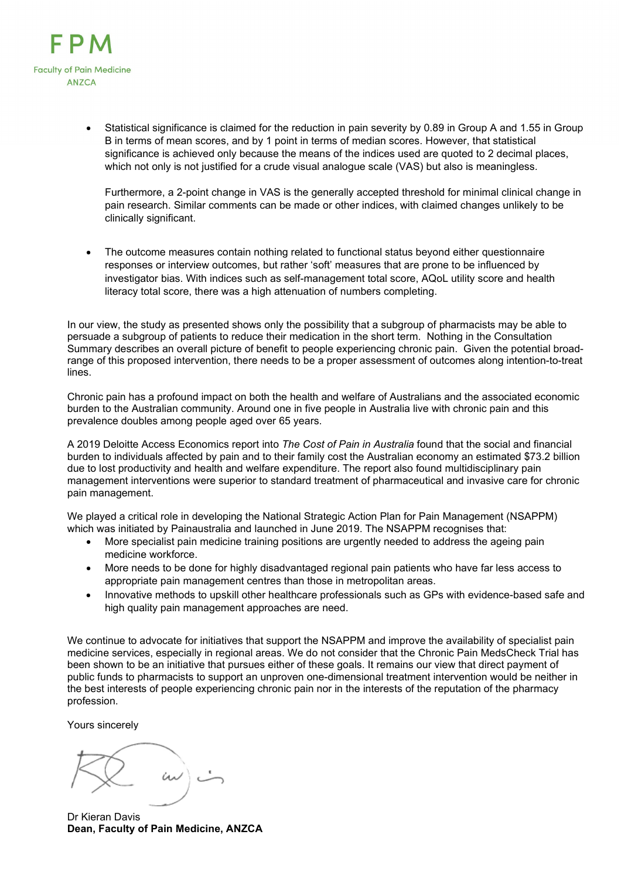- Statistical significance is claimed for the reduction in pain severity by 0.89 in Group A and 1.55 in Group B in terms of mean scores, and by 1 point in terms of median scores. However, that statistical significance is achieved only because the means of the indices used are quoted to 2 decimal places, which not only is not justified for a crude visual analogue scale (VAS) but also is meaningless.

  Furthermore, a 2-point change in VAS is the generally accepted threshold for minimal clinical change in pain research. Similar comments can be made or other indices, with claimed changes unlikely to be clinically significant.

- The outcome measures contain nothing related to functional status beyond either questionnaire responses or interview outcomes, but rather 'soft' measures that are prone to be influenced by investigator bias. With indices such as self-management total score, AQoL utility score and health literacy total score, there was a high attenuation of numbers completing.

In our view, the study as presented shows only the possibility that a subgroup of pharmacists may be able to persuade a subgroup of patients to reduce their medication in the short term. Nothing in the Consultation Summary describes an overall picture of benefit to people experiencing chronic pain. Given the potential broad-range of this proposed intervention, there needs to be a proper assessment of outcomes along intention-to-treat lines.

Chronic pain has a profound impact on both the health and welfare of Australians and the associated economic burden to the Australian community. Around one in five people in Australia live with chronic pain and this prevalence doubles among people aged over 65 years.

A 2019 Deloitte Access Economics report into *The Cost of Pain in Australia* found that the social and financial burden to individuals affected by pain and to their family cost the Australian economy an estimated $73.2 billion due to lost productivity and health and welfare expenditure. The report also found multidisciplinary pain management interventions were superior to standard treatment of pharmaceutical and invasive care for chronic pain management.

We played a critical role in developing the National Strategic Action Plan for Pain Management (NSAPPM) which was initiated by Painaustralia and launched in June 2019. The NSAPPM recognises that:

- More specialist pain medicine training positions are urgently needed to address the ageing pain medicine workforce.
- More needs to be done for highly disadvantaged regional pain patients who have far less access to appropriate pain management centres than those in metropolitan areas.
- Innovative methods to upskill other healthcare professionals such as GPs with evidence-based safe and high quality pain management approaches are need.

We continue to advocate for initiatives that support the NSAPPM and improve the availability of specialist pain medicine services, especially in regional areas. We do not consider that the Chronic Pain MedsCheck Trial has been shown to be an initiative that pursues either of these goals. It remains our view that direct payment of public funds to pharmacists to support an unproven one-dimensional treatment intervention would be neither in the best interests of people experiencing chronic pain nor in the interests of the reputation of the pharmacy profession.

Yours sincerely

Dr Kieran Davis
**Dean, Faculty of Pain Medicine, ANZCA**